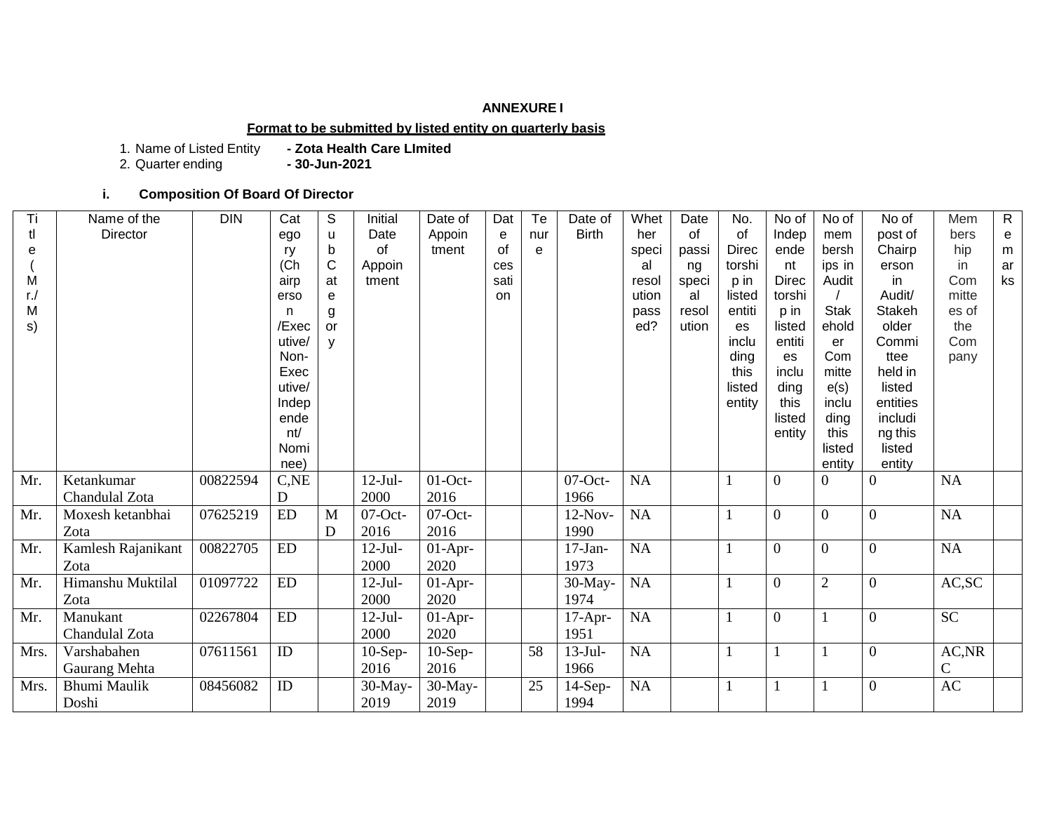**ANNEXURE I**

**Format to be submitted by listed entity on quarterly basis**

1. Name of Listed Entity **- Zota Health Care LImited**
2. Quarter ending **- 30-Jun-2021**

### i. Composition Of Board Of Director

| Title (Mr./Ms) | Name of the Director | DIN | Category (Chairperson/Executive/Non-Executive/Independent/Nominee) | Sub Category | Initial Date of Appointment | Date of Appointment | Date of cessation | Tenure | Date of Birth | Whether special resolution passed? | Date of passing special resolution | No. of Directorship in listed entities including this listed entity | No of Independent Directorship in listed entities including this listed entity | No of memberships in Audit / Stakeholder Committee(s) including this listed entity | No of post of Chairperson in Audit/ Stakeholder Committee held in listed entities including this listed entity | Membership in Committees of the Company | Remarks |
|---|---|---|---|---|---|---|---|---|---|---|---|---|---|---|---|---|---|
| Mr. | Ketankumar Chandulal Zota | 00822594 | C,NED | | 12-Jul-2000 | 01-Oct-2016 | | | 07-Oct-1966 | NA | | 1 | 0 | 0 | 0 | NA | |
| Mr. | Moxesh ketanbhai Zota | 07625219 | ED | MD | 07-Oct-2016 | 07-Oct-2016 | | | 12-Nov-1990 | NA | | 1 | 0 | 0 | 0 | NA | |
| Mr. | Kamlesh Rajanikant Zota | 00822705 | ED | | 12-Jul-2000 | 01-Apr-2020 | | | 17-Jan-1973 | NA | | 1 | 0 | 0 | 0 | NA | |
| Mr. | Himanshu Muktilal Zota | 01097722 | ED | | 12-Jul-2000 | 01-Apr-2020 | | | 30-May-1974 | NA | | 1 | 0 | 2 | 0 | AC,SC | |
| Mr. | Manukant Chandulal Zota | 02267804 | ED | | 12-Jul-2000 | 01-Apr-2020 | | | 17-Apr-1951 | NA | | 1 | 0 | 1 | 0 | SC | |
| Mrs. | Varshabahen Gaurang Mehta | 07611561 | ID | | 10-Sep-2016 | 10-Sep-2016 | | 58 | 13-Jul-1966 | NA | | 1 | 1 | 1 | 0 | AC,NRC | |
| Mrs. | Bhumi Maulik Doshi | 08456082 | ID | | 30-May-2019 | 30-May-2019 | | 25 | 14-Sep-1994 | NA | | 1 | 1 | 1 | 0 | AC | |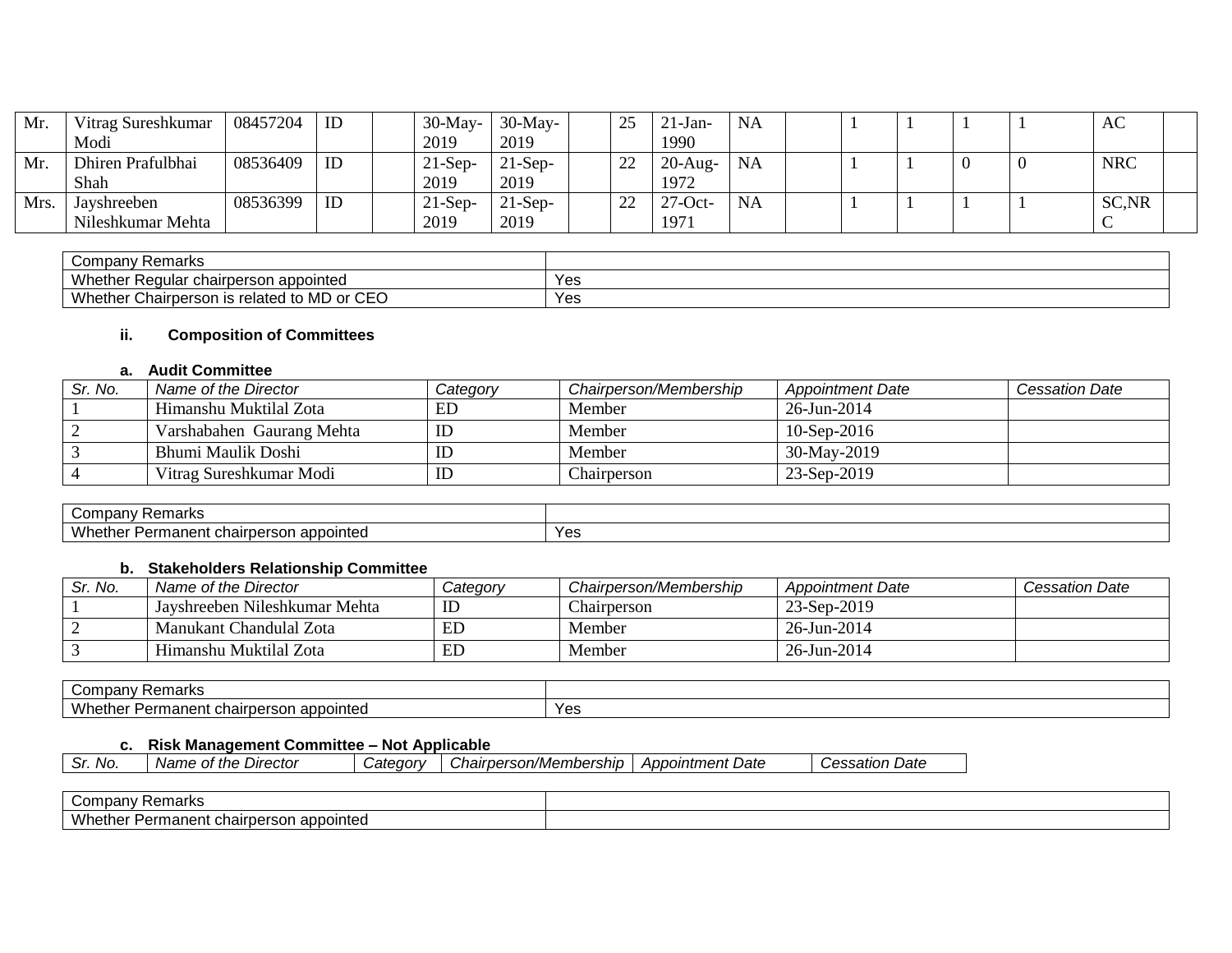| Mr. | Vitrag Sureshkumar Modi | 08457204 | ID | | 30-May-2019 | 30-May-2019 | | 25 | 21-Jan-1990 | NA | | 1 | 1 | 1 | 1 | AC | |
|---|---|---|---|---|---|---|---|---|---|---|---|---|---|---|---|---|---|
| Mr. | Dhiren Prafulbhai Shah | 08536409 | ID | | 21-Sep-2019 | 21-Sep-2019 | | 22 | 20-Aug-1972 | NA | | 1 | 1 | 0 | 0 | NRC | |
| Mrs. | Jayshreeben Nileshkumar Mehta | 08536399 | ID | | 21-Sep-2019 | 21-Sep-2019 | | 22 | 27-Oct-1971 | NA | | 1 | 1 | 1 | 1 | SC,NRC | |

| Company Remarks | |
|---|---|
| Whether Regular chairperson appointed | Yes |
| Whether Chairperson is related to MD or CEO | Yes |

### ii. Composition of Committees

#### a. Audit Committee

| *Sr. No.* | *Name of the Director* | *Category* | *Chairperson/Membership* | *Appointment Date* | *Cessation Date* |
|---|---|---|---|---|---|
| 1 | Himanshu Muktilal Zota | ED | Member | 26-Jun-2014 | |
| 2 | Varshabahen Gaurang Mehta | ID | Member | 10-Sep-2016 | |
| 3 | Bhumi Maulik Doshi | ID | Member | 30-May-2019 | |
| 4 | Vitrag Sureshkumar Modi | ID | Chairperson | 23-Sep-2019 | |

| Company Remarks | |
|---|---|
| Whether Permanent chairperson appointed | Yes |

#### b. Stakeholders Relationship Committee

| *Sr. No.* | *Name of the Director* | *Category* | *Chairperson/Membership* | *Appointment Date* | *Cessation Date* |
|---|---|---|---|---|---|
| 1 | Jayshreeben Nileshkumar Mehta | ID | Chairperson | 23-Sep-2019 | |
| 2 | Manukant Chandulal Zota | ED | Member | 26-Jun-2014 | |
| 3 | Himanshu Muktilal Zota | ED | Member | 26-Jun-2014 | |

| Company Remarks | |
|---|---|
| Whether Permanent chairperson appointed | Yes |

#### c. Risk Management Committee – Not Applicable

| *Sr. No.* | *Name of the Director* | *Category* | *Chairperson/Membership* | *Appointment Date* | *Cessation Date* |
|---|---|---|---|---|---|

| Company Remarks | |
|---|---|
| Whether Permanent chairperson appointed | |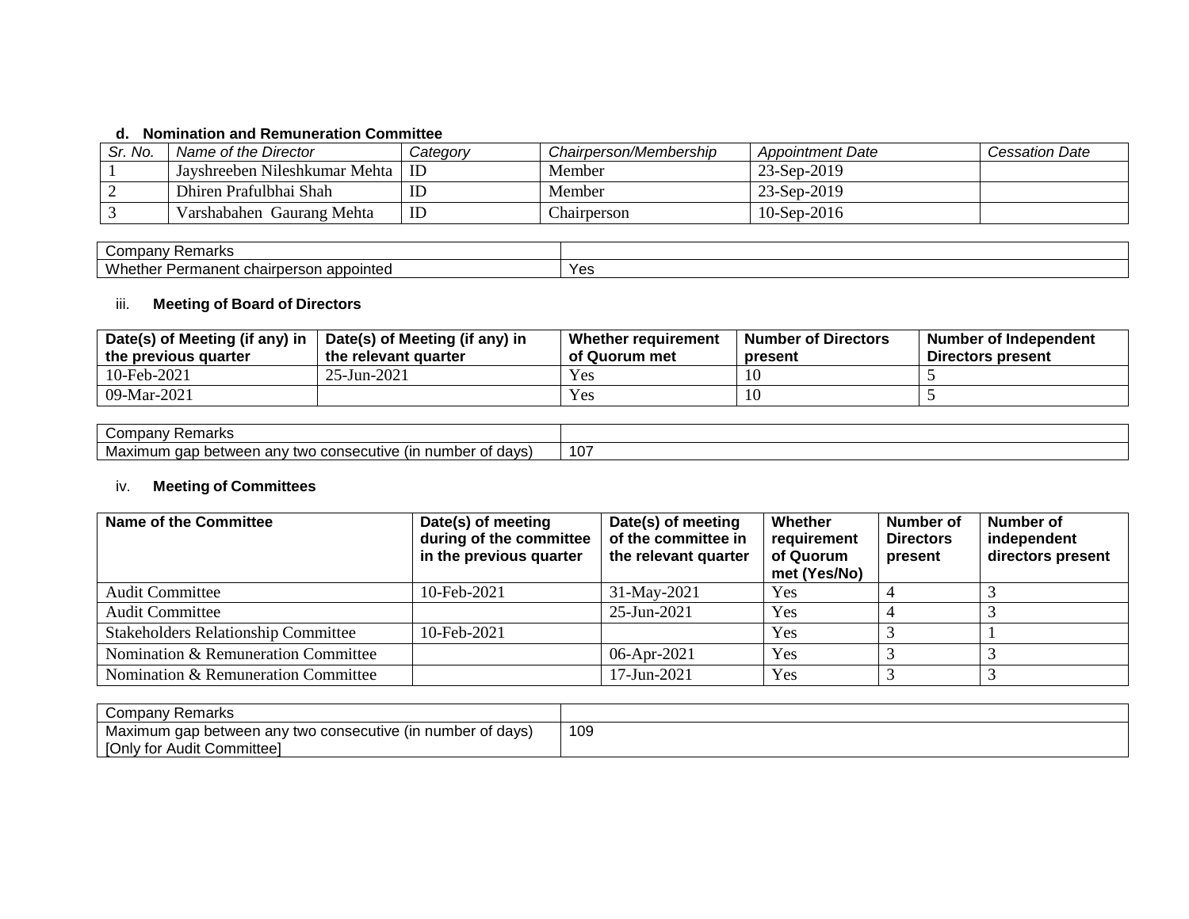#### d. Nomination and Remuneration Committee

| *Sr. No.* | *Name of the Director* | *Category* | *Chairperson/Membership* | *Appointment Date* | *Cessation Date* |
|---|---|---|---|---|---|
| 1 | Jayshreeben Nileshkumar Mehta | ID | Member | 23-Sep-2019 | |
| 2 | Dhiren Prafulbhai Shah | ID | Member | 23-Sep-2019 | |
| 3 | Varshabahen Gaurang Mehta | ID | Chairperson | 10-Sep-2016 | |

| Company Remarks | |
|---|---|
| Whether Permanent chairperson appointed | Yes |

### iii. Meeting of Board of Directors

| Date(s) of Meeting (if any) in the previous quarter | Date(s) of Meeting (if any) in the relevant quarter | Whether requirement of Quorum met | Number of Directors present | Number of Independent Directors present |
|---|---|---|---|---|
| 10-Feb-2021 | 25-Jun-2021 | Yes | 10 | 5 |
| 09-Mar-2021 | | Yes | 10 | 5 |

| Company Remarks | |
|---|---|
| Maximum gap between any two consecutive (in number of days) | 107 |

### iv. Meeting of Committees

| Name of the Committee | Date(s) of meeting during of the committee in the previous quarter | Date(s) of meeting of the committee in the relevant quarter | Whether requirement of Quorum met (Yes/No) | Number of Directors present | Number of independent directors present |
|---|---|---|---|---|---|
| Audit Committee | 10-Feb-2021 | 31-May-2021 | Yes | 4 | 3 |
| Audit Committee | | 25-Jun-2021 | Yes | 4 | 3 |
| Stakeholders Relationship Committee | 10-Feb-2021 | | Yes | 3 | 1 |
| Nomination & Remuneration Committee | | 06-Apr-2021 | Yes | 3 | 3 |
| Nomination & Remuneration Committee | | 17-Jun-2021 | Yes | 3 | 3 |

| Company Remarks | |
|---|---|
| Maximum gap between any two consecutive (in number of days) [Only for Audit Committee] | 109 |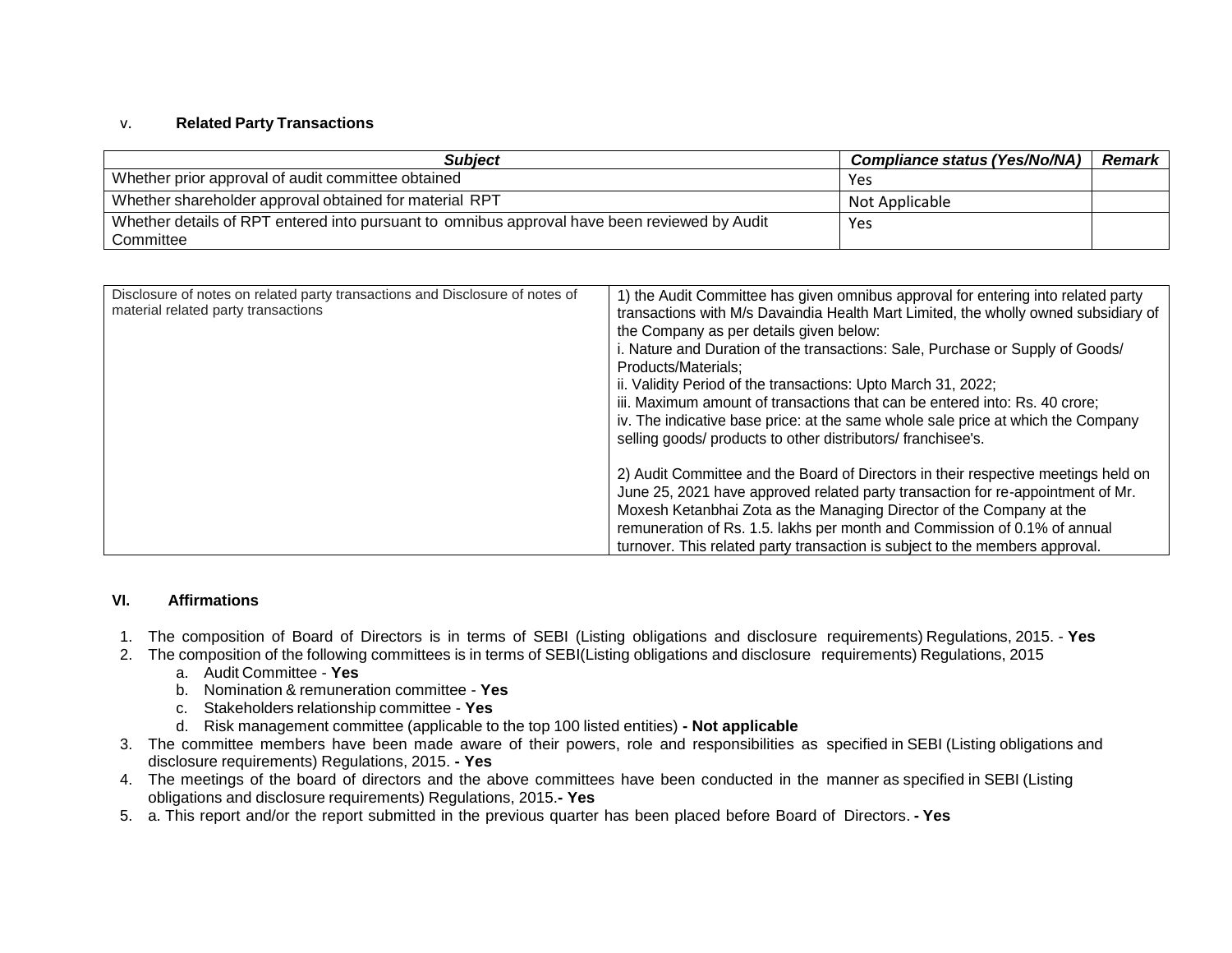v. **Related Party Transactions**

| ***Subject*** | ***Compliance status (Yes/No/NA)*** | ***Remark*** |
|---|---|---|
| Whether prior approval of audit committee obtained | Yes | |
| Whether shareholder approval obtained for material RPT | Not Applicable | |
| Whether details of RPT entered into pursuant to omnibus approval have been reviewed by Audit Committee | Yes | |

| | |
|---|---|
| Disclosure of notes on related party transactions and Disclosure of notes of material related party transactions | 1) the Audit Committee has given omnibus approval for entering into related party transactions with M/s Davaindia Health Mart Limited, the wholly owned subsidiary of the Company as per details given below:<br>i. Nature and Duration of the transactions: Sale, Purchase or Supply of Goods/ Products/Materials;<br>ii. Validity Period of the transactions: Upto March 31, 2022;<br>iii. Maximum amount of transactions that can be entered into: Rs. 40 crore;<br>iv. The indicative base price: at the same whole sale price at which the Company selling goods/ products to other distributors/ franchisee's.<br><br>2) Audit Committee and the Board of Directors in their respective meetings held on June 25, 2021 have approved related party transaction for re-appointment of Mr. Moxesh Ketanbhai Zota as the Managing Director of the Company at the remuneration of Rs. 1.5. lakhs per month and Commission of 0.1% of annual turnover. This related party transaction is subject to the members approval. |

**VI. Affirmations**

1. The composition of Board of Directors is in terms of SEBI (Listing obligations and disclosure requirements) Regulations, 2015. - **Yes**
2. The composition of the following committees is in terms of SEBI(Listing obligations and disclosure requirements) Regulations, 2015
   a. Audit Committee - **Yes**
   b. Nomination & remuneration committee - **Yes**
   c. Stakeholders relationship committee - **Yes**
   d. Risk management committee (applicable to the top 100 listed entities) **- Not applicable**
3. The committee members have been made aware of their powers, role and responsibilities as specified in SEBI (Listing obligations and disclosure requirements) Regulations, 2015. **- Yes**
4. The meetings of the board of directors and the above committees have been conducted in the manner as specified in SEBI (Listing obligations and disclosure requirements) Regulations, 2015.**- Yes**
5. a. This report and/or the report submitted in the previous quarter has been placed before Board of Directors. **- Yes**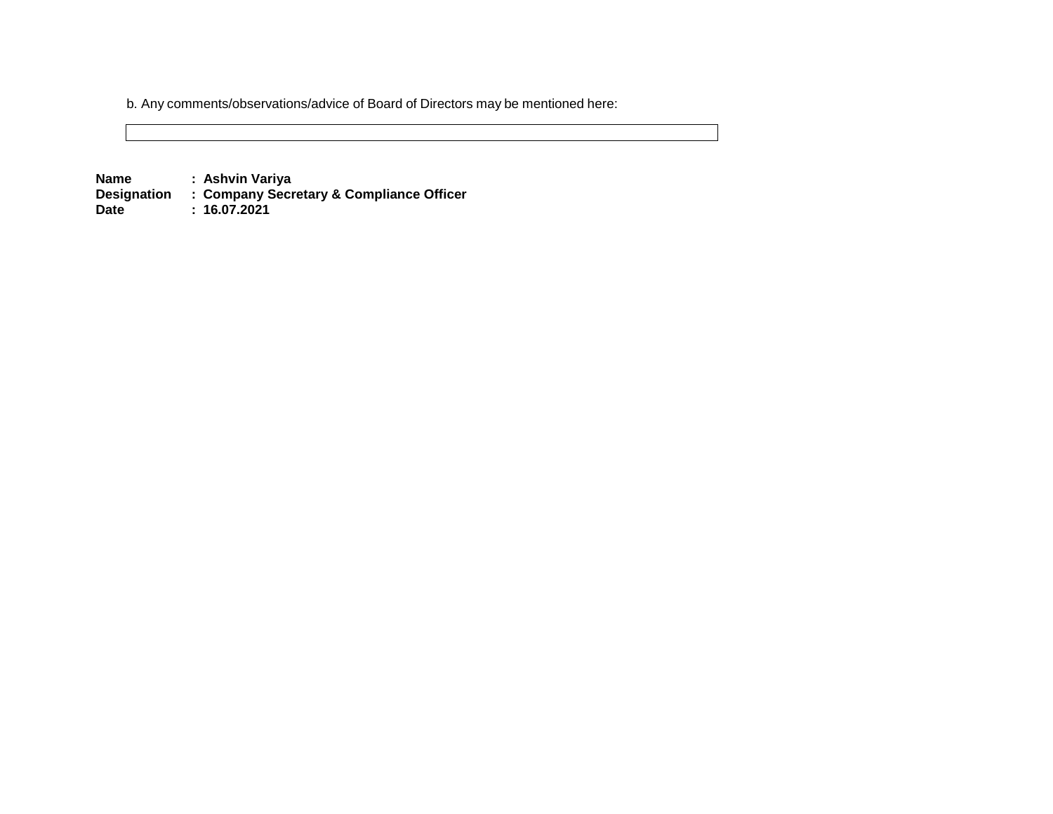b. Any comments/observations/advice of Board of Directors may be mentioned here:

| |
|---|
| |

**Name : Ashvin Variya**
**Designation : Company Secretary & Compliance Officer**
**Date : 16.07.2021**